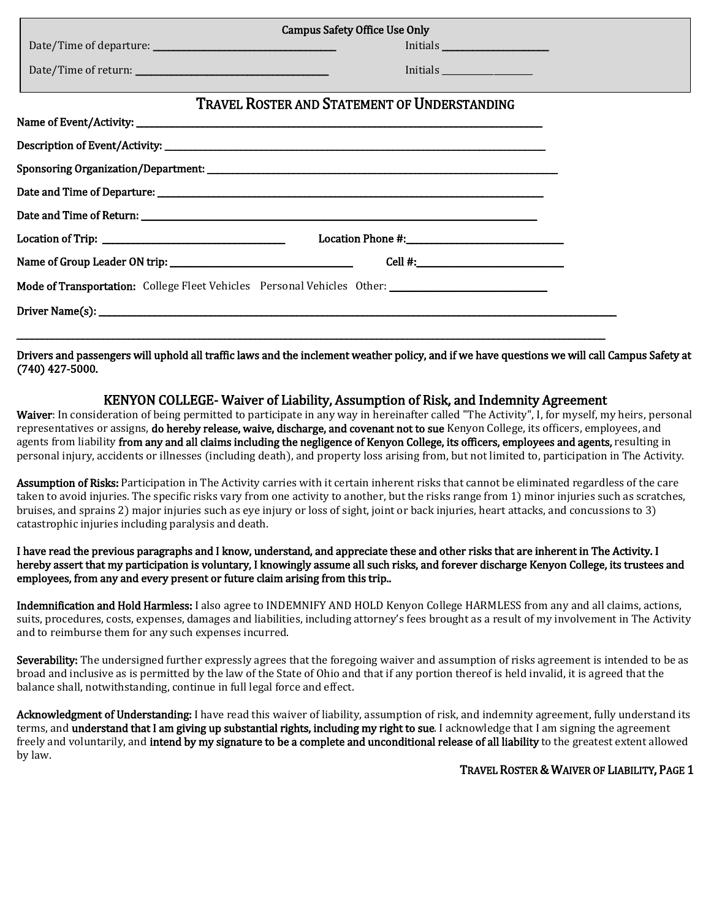**Campus Safety Office Use Only**

Date/Time of departure: ______________________ Initials ____________

Date/Time of return: ______________________ Initials ____________

## Travel Roster and Statement of Understanding

**Name of Event/Activity:** ______________________

**Description of Event/Activity:** ______________________

**Sponsoring Organization/Department:** ______________________

**Date and Time of Departure:** ______________________

**Date and Time of Return:** ______________________

**Location of Trip:** ______________________ **Location Phone #:** ______________________

**Name of Group Leader ON trip:** ______________________ **Cell #:** ______________________

**Mode of Transportation:** College Fleet Vehicles Personal Vehicles Other: ______________________

**Driver Name(s):** ______________________

______________________

**Drivers and passengers will uphold all traffic laws and the inclement weather policy, and if we have questions we will call Campus Safety at (740) 427-5000.**

## KENYON COLLEGE- Waiver of Liability, Assumption of Risk, and Indemnity Agreement

**Waiver**: In consideration of being permitted to participate in any way in hereinafter called "The Activity", I, for myself, my heirs, personal representatives or assigns, **do hereby release, waive, discharge, and covenant not to sue** Kenyon College, its officers, employees, and agents from liability **from any and all claims including the negligence of Kenyon College, its officers, employees and agents,** resulting in personal injury, accidents or illnesses (including death), and property loss arising from, but not limited to, participation in The Activity.

**Assumption of Risks:** Participation in The Activity carries with it certain inherent risks that cannot be eliminated regardless of the care taken to avoid injuries. The specific risks vary from one activity to another, but the risks range from 1) minor injuries such as scratches, bruises, and sprains 2) major injuries such as eye injury or loss of sight, joint or back injuries, heart attacks, and concussions to 3) catastrophic injuries including paralysis and death.

**I have read the previous paragraphs and I know, understand, and appreciate these and other risks that are inherent in The Activity. I hereby assert that my participation is voluntary, I knowingly assume all such risks, and forever discharge Kenyon College, its trustees and employees, from any and every present or future claim arising from this trip..**

**Indemnification and Hold Harmless:** I also agree to INDEMNIFY AND HOLD Kenyon College HARMLESS from any and all claims, actions, suits, procedures, costs, expenses, damages and liabilities, including attorney's fees brought as a result of my involvement in The Activity and to reimburse them for any such expenses incurred.

**Severability:** The undersigned further expressly agrees that the foregoing waiver and assumption of risks agreement is intended to be as broad and inclusive as is permitted by the law of the State of Ohio and that if any portion thereof is held invalid, it is agreed that the balance shall, notwithstanding, continue in full legal force and effect.

**Acknowledgment of Understanding:** I have read this waiver of liability, assumption of risk, and indemnity agreement, fully understand its terms, and **understand that I am giving up substantial rights, including my right to sue**. I acknowledge that I am signing the agreement freely and voluntarily, and **intend by my signature to be a complete and unconditional release of all liability** to the greatest extent allowed by law.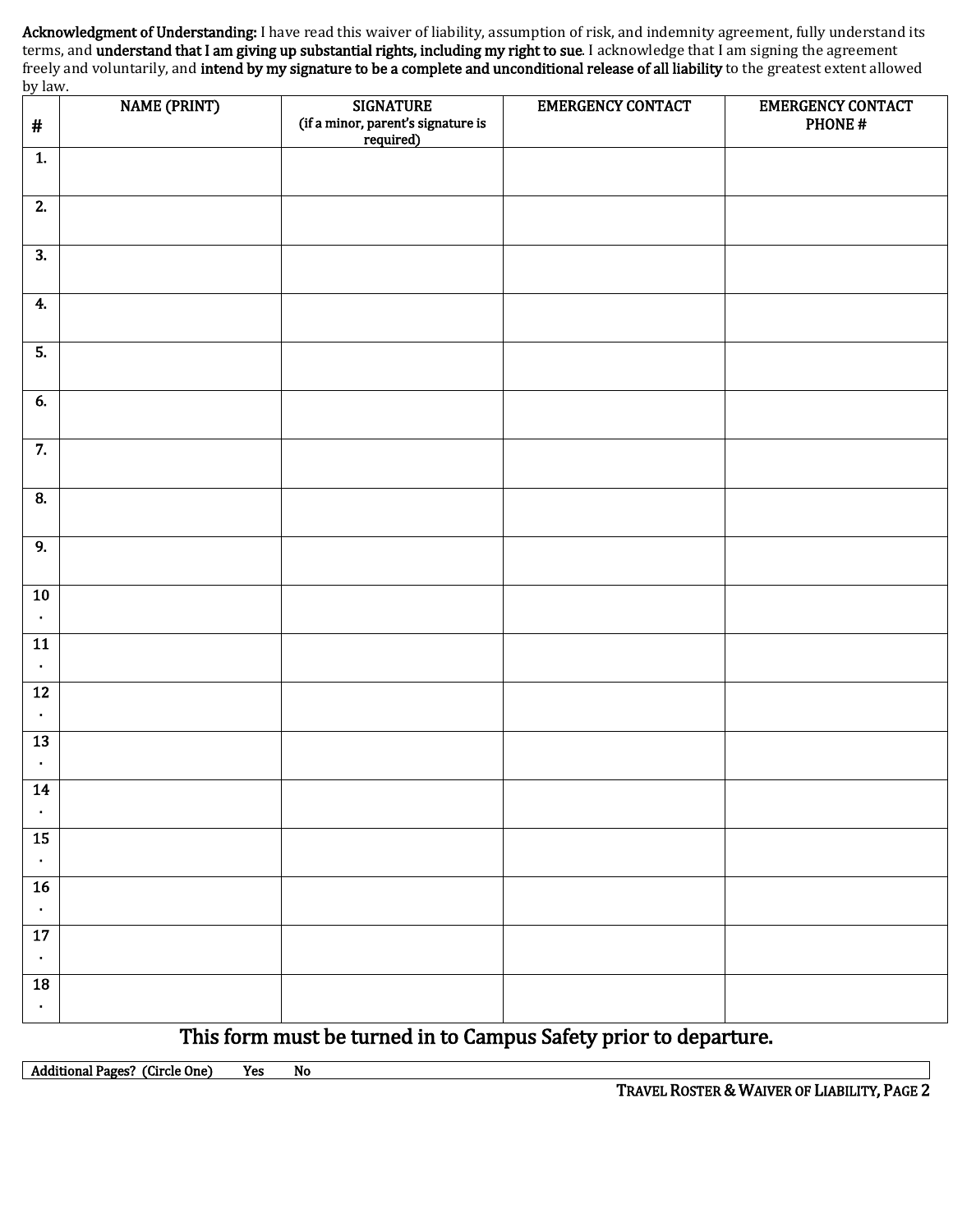**Acknowledgment of Understanding:** I have read this waiver of liability, assumption of risk, and indemnity agreement, fully understand its terms, and **understand that I am giving up substantial rights, including my right to sue**. I acknowledge that I am signing the agreement freely and voluntarily, and **intend by my signature to be a complete and unconditional release of all liability** to the greatest extent allowed by law.

| # | NAME (PRINT) | SIGNATURE (if a minor, parent's signature is required) | EMERGENCY CONTACT | EMERGENCY CONTACT PHONE # |
|---|---|---|---|---|
| 1. | | | | |
| 2. | | | | |
| 3. | | | | |
| 4. | | | | |
| 5. | | | | |
| 6. | | | | |
| 7. | | | | |
| 8. | | | | |
| 9. | | | | |
| 10. | | | | |
| 11. | | | | |
| 12. | | | | |
| 13. | | | | |
| 14. | | | | |
| 15. | | | | |
| 16. | | | | |
| 17. | | | | |
| 18. | | | | |

## This form must be turned in to Campus Safety prior to departure.

| Additional Pages? (Circle One) | Yes | No |
|---|---|---|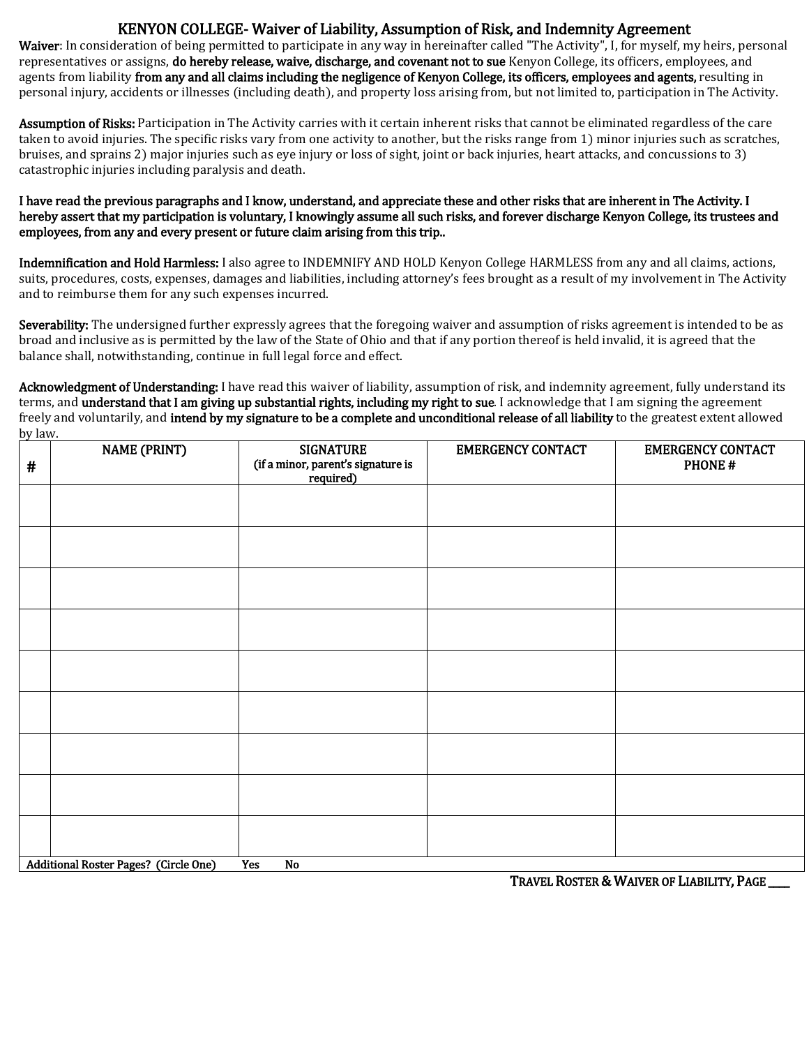# KENYON COLLEGE- Waiver of Liability, Assumption of Risk, and Indemnity Agreement

**Waiver**: In consideration of being permitted to participate in any way in hereinafter called "The Activity", I, for myself, my heirs, personal representatives or assigns, **do hereby release, waive, discharge, and covenant not to sue** Kenyon College, its officers, employees, and agents from liability **from any and all claims including the negligence of Kenyon College, its officers, employees and agents,** resulting in personal injury, accidents or illnesses (including death), and property loss arising from, but not limited to, participation in The Activity.

**Assumption of Risks:** Participation in The Activity carries with it certain inherent risks that cannot be eliminated regardless of the care taken to avoid injuries. The specific risks vary from one activity to another, but the risks range from 1) minor injuries such as scratches, bruises, and sprains 2) major injuries such as eye injury or loss of sight, joint or back injuries, heart attacks, and concussions to 3) catastrophic injuries including paralysis and death.

**I have read the previous paragraphs and I know, understand, and appreciate these and other risks that are inherent in The Activity. I hereby assert that my participation is voluntary, I knowingly assume all such risks, and forever discharge Kenyon College, its trustees and employees, from any and every present or future claim arising from this trip..**

**Indemnification and Hold Harmless:** I also agree to INDEMNIFY AND HOLD Kenyon College HARMLESS from any and all claims, actions, suits, procedures, costs, expenses, damages and liabilities, including attorney's fees brought as a result of my involvement in The Activity and to reimburse them for any such expenses incurred.

**Severability:** The undersigned further expressly agrees that the foregoing waiver and assumption of risks agreement is intended to be as broad and inclusive as is permitted by the law of the State of Ohio and that if any portion thereof is held invalid, it is agreed that the balance shall, notwithstanding, continue in full legal force and effect.

**Acknowledgment of Understanding:** I have read this waiver of liability, assumption of risk, and indemnity agreement, fully understand its terms, and **understand that I am giving up substantial rights, including my right to sue**. I acknowledge that I am signing the agreement freely and voluntarily, and **intend by my signature to be a complete and unconditional release of all liability** to the greatest extent allowed by law.

| # | NAME (PRINT) | SIGNATURE (if a minor, parent's signature is required) | EMERGENCY CONTACT | EMERGENCY CONTACT PHONE # |
|---|---|---|---|---|
| | | | | |
| | | | | |
| | | | | |
| | | | | |
| | | | | |
| | | | | |
| | | | | |
| | | | | |
| | | | | |

Additional Roster Pages? (Circle One) Yes No

TRAVEL ROSTER & WAIVER OF LIABILITY, PAGE ____